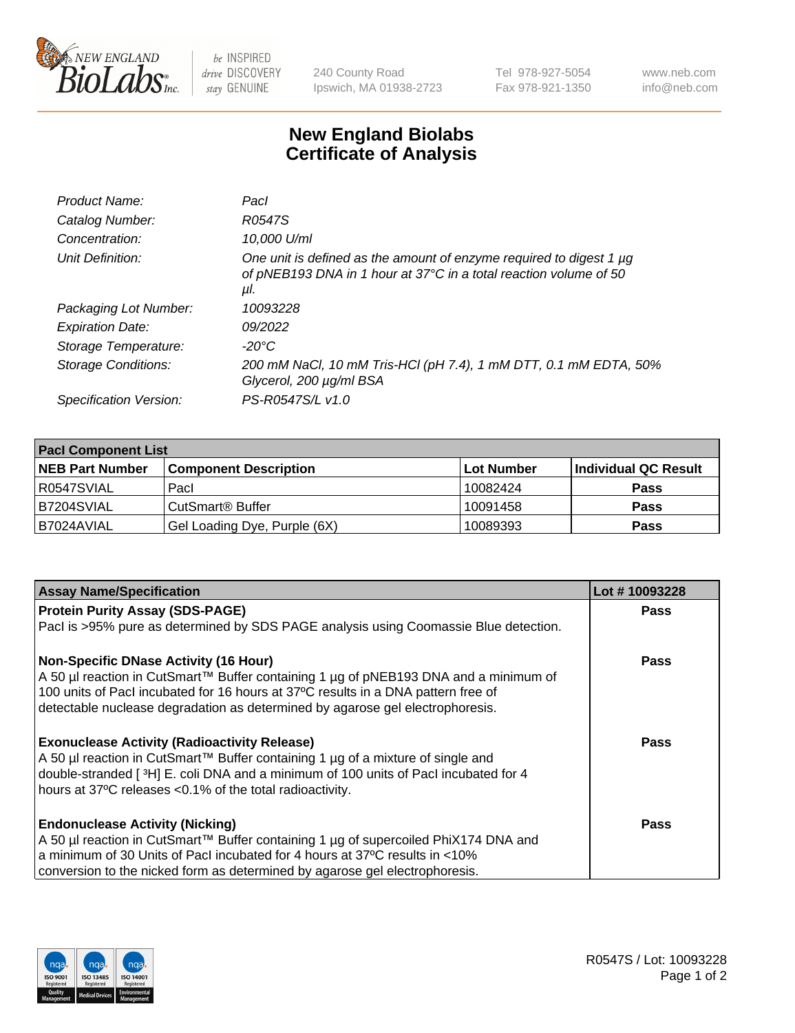# New England Biolabs Certificate of Analysis

| | |
|---|---|
| *Product Name:* | *PacI* |
| *Catalog Number:* | *R0547S* |
| *Concentration:* | *10,000 U/ml* |
| *Unit Definition:* | *One unit is defined as the amount of enzyme required to digest 1 µg of pNEB193 DNA in 1 hour at 37°C in a total reaction volume of 50 µl.* |
| *Packaging Lot Number:* | *10093228* |
| *Expiration Date:* | *09/2022* |
| *Storage Temperature:* | *-20°C* |
| *Storage Conditions:* | *200 mM NaCl, 10 mM Tris-HCl (pH 7.4), 1 mM DTT, 0.1 mM EDTA, 50% Glycerol, 200 µg/ml BSA* |
| *Specification Version:* | *PS-R0547S/L v1.0* |

| PacI Component List | | | |
|---|---|---|---|
| **NEB Part Number** | **Component Description** | **Lot Number** | **Individual QC Result** |
| R0547SVIAL | PacI | 10082424 | **Pass** |
| B7204SVIAL | CutSmart® Buffer | 10091458 | **Pass** |
| B7024AVIAL | Gel Loading Dye, Purple (6X) | 10089393 | **Pass** |

| Assay Name/Specification | Lot # 10093228 |
|---|---|
| **Protein Purity Assay (SDS-PAGE)** PacI is >95% pure as determined by SDS PAGE analysis using Coomassie Blue detection. | **Pass** |
| **Non-Specific DNase Activity (16 Hour)** A 50 µl reaction in CutSmart™ Buffer containing 1 µg of pNEB193 DNA and a minimum of 100 units of PacI incubated for 16 hours at 37ºC results in a DNA pattern free of detectable nuclease degradation as determined by agarose gel electrophoresis. | **Pass** |
| **Exonuclease Activity (Radioactivity Release)** A 50 µl reaction in CutSmart™ Buffer containing 1 µg of a mixture of single and double-stranded [ $^{3}$H] E. coli DNA and a minimum of 100 units of PacI incubated for 4 hours at 37ºC releases <0.1% of the total radioactivity. | **Pass** |
| **Endonuclease Activity (Nicking)** A 50 µl reaction in CutSmart™ Buffer containing 1 µg of supercoiled PhiX174 DNA and a minimum of 30 Units of PacI incubated for 4 hours at 37ºC results in <10% conversion to the nicked form as determined by agarose gel electrophoresis. | **Pass** |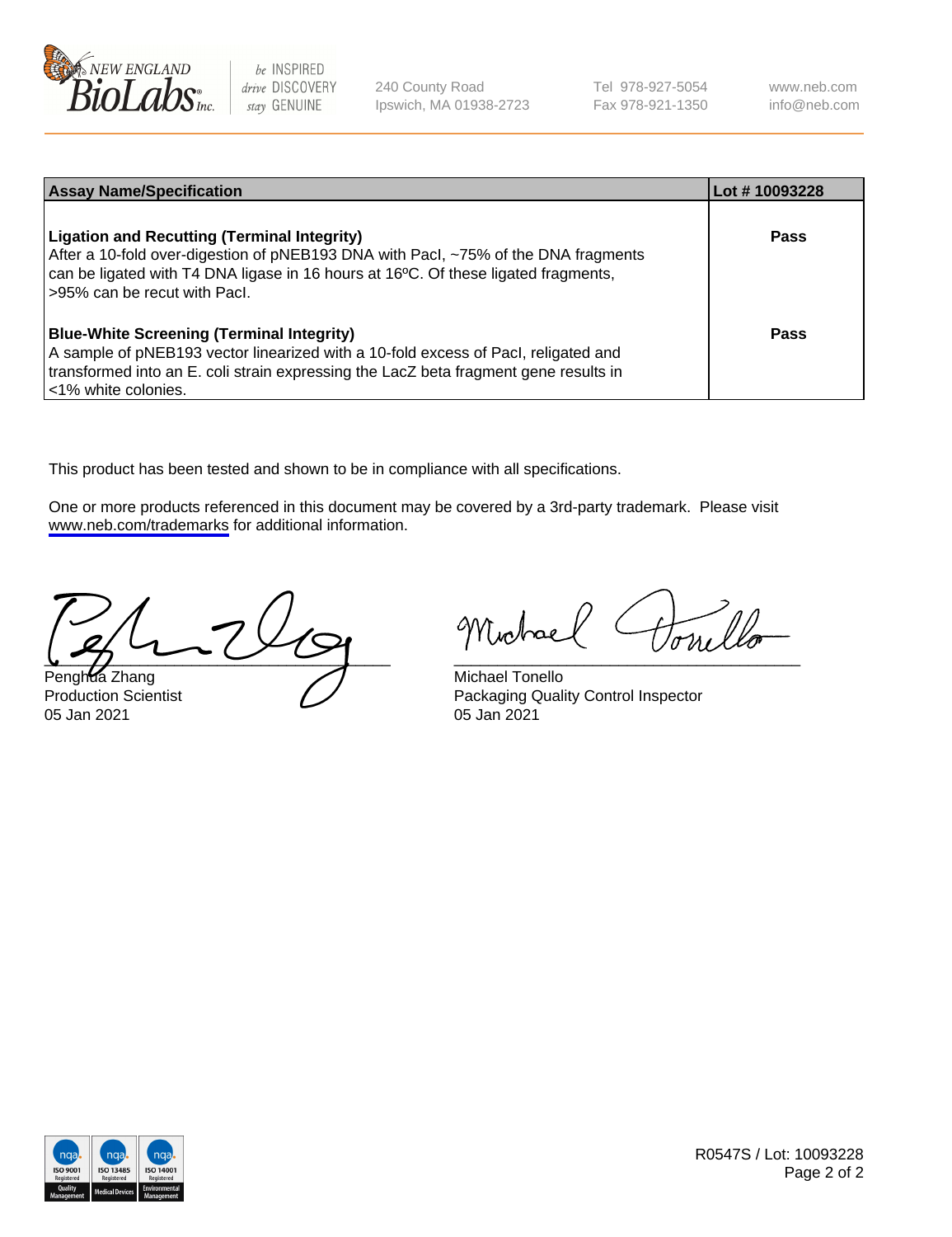NEW ENGLAND BioLabs Inc. — be INSPIRED drive DISCOVERY stay GENUINE

240 County Road
Ipswich, MA 01938-2723

Tel 978-927-5054
Fax 978-921-1350

www.neb.com
info@neb.com

| Assay Name/Specification | Lot # 10093228 |
| --- | --- |
| **Ligation and Recutting (Terminal Integrity)**<br>After a 10-fold over-digestion of pNEB193 DNA with PacI, ~75% of the DNA fragments can be ligated with T4 DNA ligase in 16 hours at 16ºC. Of these ligated fragments, >95% can be recut with PacI. | **Pass** |
| **Blue-White Screening (Terminal Integrity)**<br>A sample of pNEB193 vector linearized with a 10-fold excess of PacI, religated and transformed into an E. coli strain expressing the LacZ beta fragment gene results in <1% white colonies. | **Pass** |

This product has been tested and shown to be in compliance with all specifications.

One or more products referenced in this document may be covered by a 3rd-party trademark. Please visit www.neb.com/trademarks for additional information.

Penghua Zhang
Production Scientist
05 Jan 2021

Michael Tonello
Packaging Quality Control Inspector
05 Jan 2021

ISO 9001 Registered Quality Management | ISO 13485 Registered Medical Devices | ISO 14001 Registered Environmental Management

R0547S / Lot: 10093228